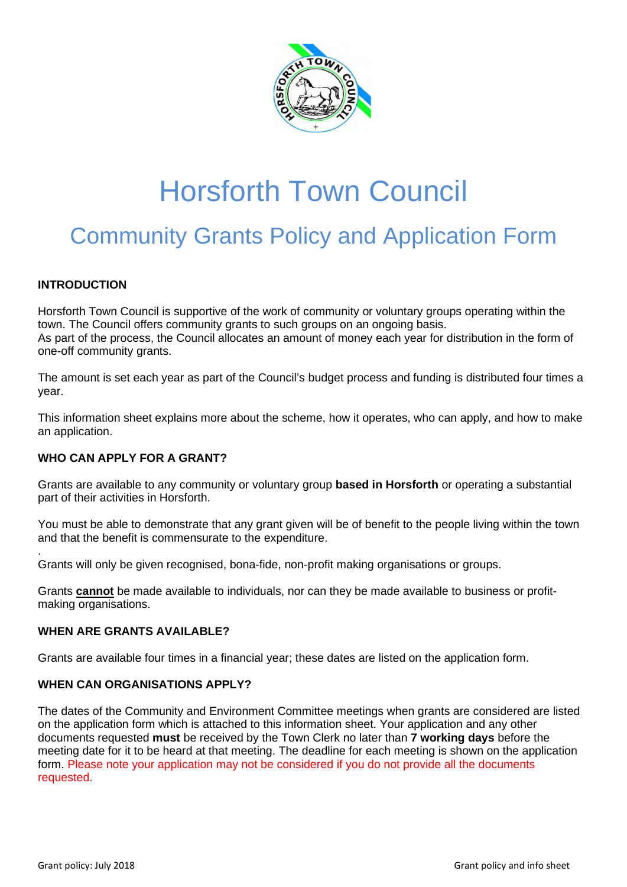# Horsforth Town Council

## Community Grants Policy and Application Form

**INTRODUCTION**

Horsforth Town Council is supportive of the work of community or voluntary groups operating within the town. The Council offers community grants to such groups on an ongoing basis.
As part of the process, the Council allocates an amount of money each year for distribution in the form of one-off community grants.

The amount is set each year as part of the Council's budget process and funding is distributed four times a year.

This information sheet explains more about the scheme, how it operates, who can apply, and how to make an application.

**WHO CAN APPLY FOR A GRANT?**

Grants are available to any community or voluntary group **based in Horsforth** or operating a substantial part of their activities in Horsforth.

You must be able to demonstrate that any grant given will be of benefit to the people living within the town and that the benefit is commensurate to the expenditure.

.
Grants will only be given recognised, bona-fide, non-profit making organisations or groups.

Grants **cannot** be made available to individuals, nor can they be made available to business or profit-making organisations.

**WHEN ARE GRANTS AVAILABLE?**

Grants are available four times in a financial year; these dates are listed on the application form.

**WHEN CAN ORGANISATIONS APPLY?**

The dates of the Community and Environment Committee meetings when grants are considered are listed on the application form which is attached to this information sheet. Your application and any other documents requested **must** be received by the Town Clerk no later than **7 working days** before the meeting date for it to be heard at that meeting. The deadline for each meeting is shown on the application form. Please note your application may not be considered if you do not provide all the documents requested.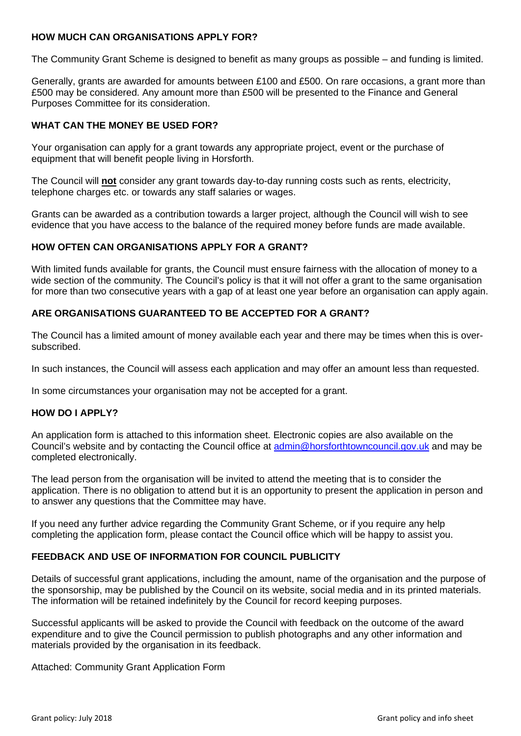## HOW MUCH CAN ORGANISATIONS APPLY FOR?

The Community Grant Scheme is designed to benefit as many groups as possible – and funding is limited.

Generally, grants are awarded for amounts between £100 and £500. On rare occasions, a grant more than £500 may be considered. Any amount more than £500 will be presented to the Finance and General Purposes Committee for its consideration.

## WHAT CAN THE MONEY BE USED FOR?

Your organisation can apply for a grant towards any appropriate project, event or the purchase of equipment that will benefit people living in Horsforth.

The Council will **not** consider any grant towards day-to-day running costs such as rents, electricity, telephone charges etc. or towards any staff salaries or wages.

Grants can be awarded as a contribution towards a larger project, although the Council will wish to see evidence that you have access to the balance of the required money before funds are made available.

## HOW OFTEN CAN ORGANISATIONS APPLY FOR A GRANT?

With limited funds available for grants, the Council must ensure fairness with the allocation of money to a wide section of the community. The Council's policy is that it will not offer a grant to the same organisation for more than two consecutive years with a gap of at least one year before an organisation can apply again.

## ARE ORGANISATIONS GUARANTEED TO BE ACCEPTED FOR A GRANT?

The Council has a limited amount of money available each year and there may be times when this is over-subscribed.

In such instances, the Council will assess each application and may offer an amount less than requested.

In some circumstances your organisation may not be accepted for a grant.

## HOW DO I APPLY?

An application form is attached to this information sheet. Electronic copies are also available on the Council's website and by contacting the Council office at admin@horsforthtowncouncil.gov.uk and may be completed electronically.

The lead person from the organisation will be invited to attend the meeting that is to consider the application. There is no obligation to attend but it is an opportunity to present the application in person and to answer any questions that the Committee may have.

If you need any further advice regarding the Community Grant Scheme, or if you require any help completing the application form, please contact the Council office which will be happy to assist you.

## FEEDBACK AND USE OF INFORMATION FOR COUNCIL PUBLICITY

Details of successful grant applications, including the amount, name of the organisation and the purpose of the sponsorship, may be published by the Council on its website, social media and in its printed materials. The information will be retained indefinitely by the Council for record keeping purposes.

Successful applicants will be asked to provide the Council with feedback on the outcome of the award expenditure and to give the Council permission to publish photographs and any other information and materials provided by the organisation in its feedback.

Attached: Community Grant Application Form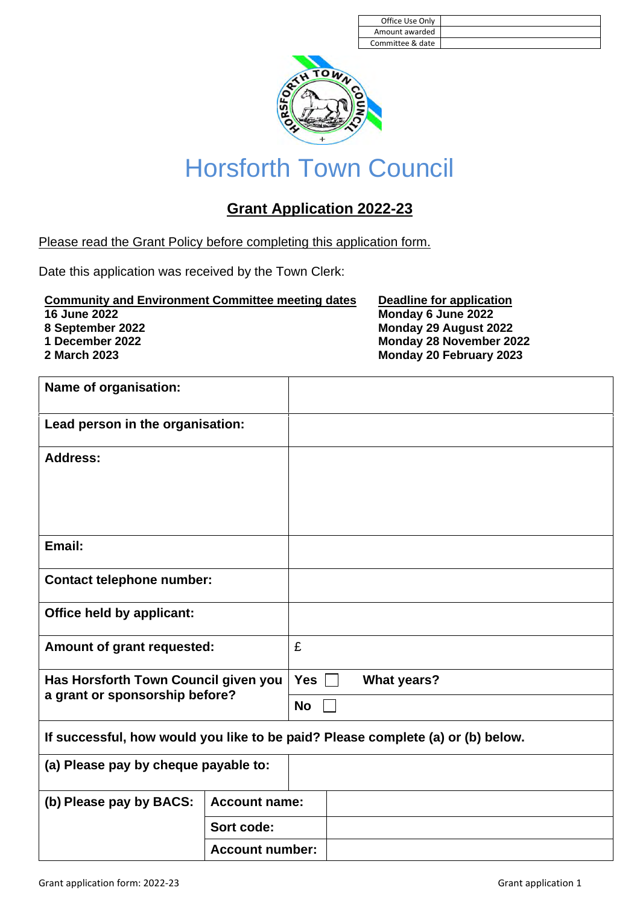| Office Use Only | |
|---|---|
| Amount awarded | |
| Committee & date | |

# Horsforth Town Council

## Grant Application 2022-23

Please read the Grant Policy before completing this application form.

Date this application was received by the Town Clerk:

| **Community and Environment Committee meeting dates** | **Deadline for application** |
|---|---|
| **16 June 2022** | **Monday 6 June 2022** |
| **8 September 2022** | **Monday 29 August 2022** |
| **1 December 2022** | **Monday 28 November 2022** |
| **2 March 2023** | **Monday 20 February 2023** |

| | | |
|---|---|---|
| **Name of organisation:** | | |
| **Lead person in the organisation:** | | |
| **Address:** | | |
| **Email:** | | |
| **Contact telephone number:** | | |
| **Office held by applicant:** | | |
| **Amount of grant requested:** | £ | |
| **Has Horsforth Town Council given you a grant or sponsorship before?** | **Yes** ☐ | **What years?** |
| | **No** ☐ | |
| **If successful, how would you like to be paid? Please complete (a) or (b) below.** | | |
| **(a) Please pay by cheque payable to:** | | |
| **(b) Please pay by BACS:** | **Account name:** | |
| | **Sort code:** | |
| | **Account number:** | |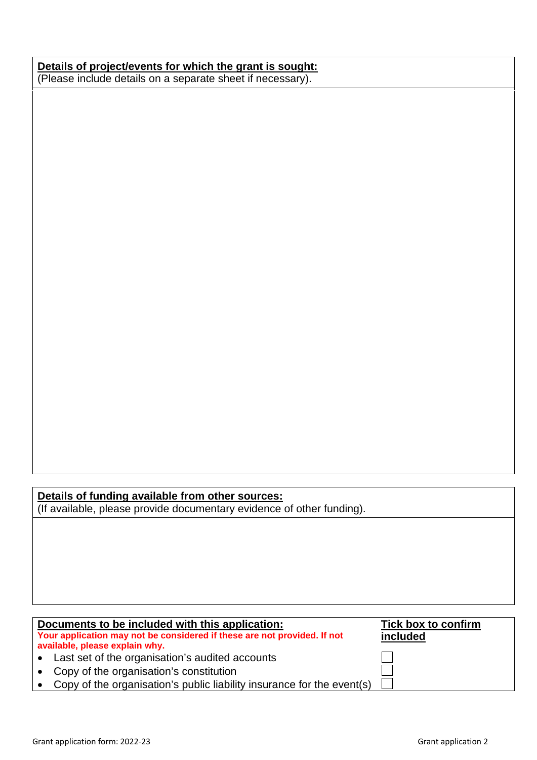**Details of project/events for which the grant is sought:**
(Please include details on a separate sheet if necessary).

**Details of funding available from other sources:**
(If available, please provide documentary evidence of other funding).

| **Documents to be included with this application:** Your application may not be considered if these are not provided. If not available, please explain why. | **Tick box to confirm included** |
|---|---|
| • Last set of the organisation's audited accounts | ☐ |
| • Copy of the organisation's constitution | ☐ |
| • Copy of the organisation's public liability insurance for the event(s) | ☐ |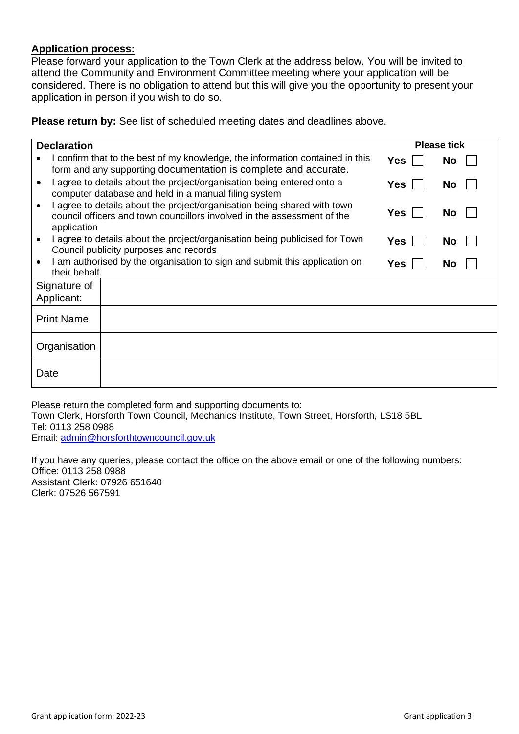**Application process:**

Please forward your application to the Town Clerk at the address below. You will be invited to attend the Community and Environment Committee meeting where your application will be considered. There is no obligation to attend but this will give you the opportunity to present your application in person if you wish to do so.

**Please return by:** See list of scheduled meeting dates and deadlines above.

| **Declaration** | **Please tick** | |
|---|---|---|
| • I confirm that to the best of my knowledge, the information contained in this form and any supporting documentation is complete and accurate. | **Yes** ☐ | **No** ☐ |
| • I agree to details about the project/organisation being entered onto a computer database and held in a manual filing system | **Yes** ☐ | **No** ☐ |
| • I agree to details about the project/organisation being shared with town council officers and town councillors involved in the assessment of the application | **Yes** ☐ | **No** ☐ |
| • I agree to details about the project/organisation being publicised for Town Council publicity purposes and records | **Yes** ☐ | **No** ☐ |
| • I am authorised by the organisation to sign and submit this application on their behalf. | **Yes** ☐ | **No** ☐ |

| | |
|---|---|
| Signature of Applicant: | |
| Print Name | |
| Organisation | |
| Date | |

Please return the completed form and supporting documents to:
Town Clerk, Horsforth Town Council, Mechanics Institute, Town Street, Horsforth, LS18 5BL
Tel: 0113 258 0988
Email: admin@horsforthtowncouncil.gov.uk

If you have any queries, please contact the office on the above email or one of the following numbers:
Office: 0113 258 0988
Assistant Clerk: 07926 651640
Clerk: 07526 567591